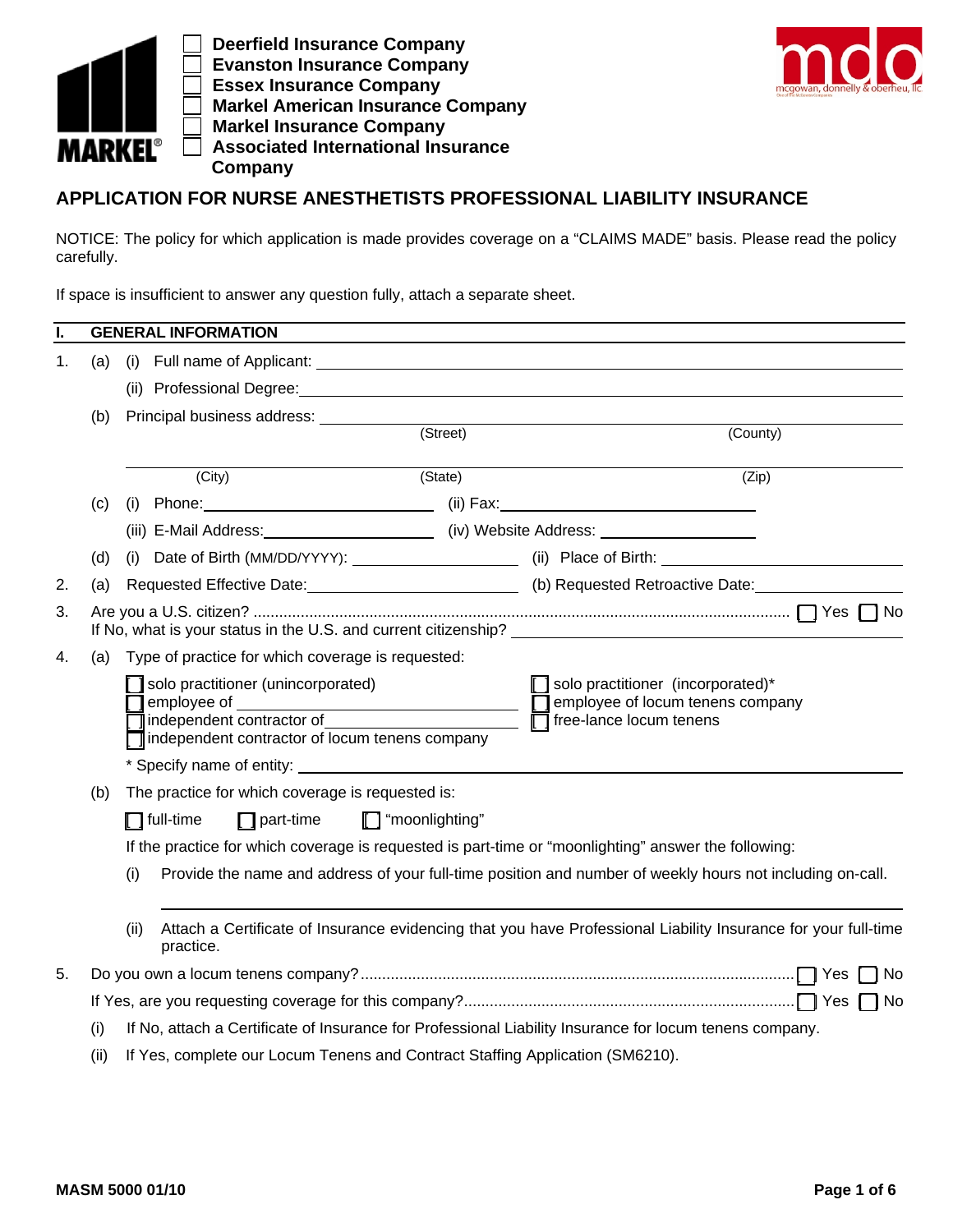☐ Deerfield Insurance Company
☐ Evanston Insurance Company
☐ Essex Insurance Company
☐ Markel American Insurance Company
☐ Markel Insurance Company
☐ Associated International Insurance Company

# APPLICATION FOR NURSE ANESTHETISTS PROFESSIONAL LIABILITY INSURANCE

NOTICE: The policy for which application is made provides coverage on a "CLAIMS MADE" basis. Please read the policy carefully.

If space is insufficient to answer any question fully, attach a separate sheet.

## I. GENERAL INFORMATION

1. (a) (i) Full name of Applicant: ______________________

   (ii) Professional Degree: ______________________

   (b) Principal business address: ______________________
   (Street) (County)

   ______________________
   (City) (State) (Zip)

   (c) (i) Phone: ____________ (ii) Fax: ____________

   (iii) E-Mail Address: ____________ (iv) Website Address: ____________

   (d) (i) Date of Birth (MM/DD/YYYY): ____________ (ii) Place of Birth: ____________

2. (a) Requested Effective Date: ____________ (b) Requested Retroactive Date: ____________

3. Are you a U.S. citizen? ☐ Yes ☐ No

   If No, what is your status in the U.S. and current citizenship? ______________________

4. (a) Type of practice for which coverage is requested:

   ☐ solo practitioner (unincorporated)
   ☐ employee of ____________
   ☐ independent contractor of ____________
   ☐ independent contractor of locum tenens company
   ☐ solo practitioner (incorporated)*
   ☐ employee of locum tenens company
   ☐ free-lance locum tenens

   \* Specify name of entity: ______________________

   (b) The practice for which coverage is requested is:

   ☐ full-time ☐ part-time ☐ "moonlighting"

   If the practice for which coverage is requested is part-time or "moonlighting" answer the following:

   (i) Provide the name and address of your full-time position and number of weekly hours not including on-call.

   ______________________

   (ii) Attach a Certificate of Insurance evidencing that you have Professional Liability Insurance for your full-time practice.

5. Do you own a locum tenens company? ☐ Yes ☐ No

   If Yes, are you requesting coverage for this company? ☐ Yes ☐ No

   (i) If No, attach a Certificate of Insurance for Professional Liability Insurance for locum tenens company.

   (ii) If Yes, complete our Locum Tenens and Contract Staffing Application (SM6210).

MASM 5000 01/10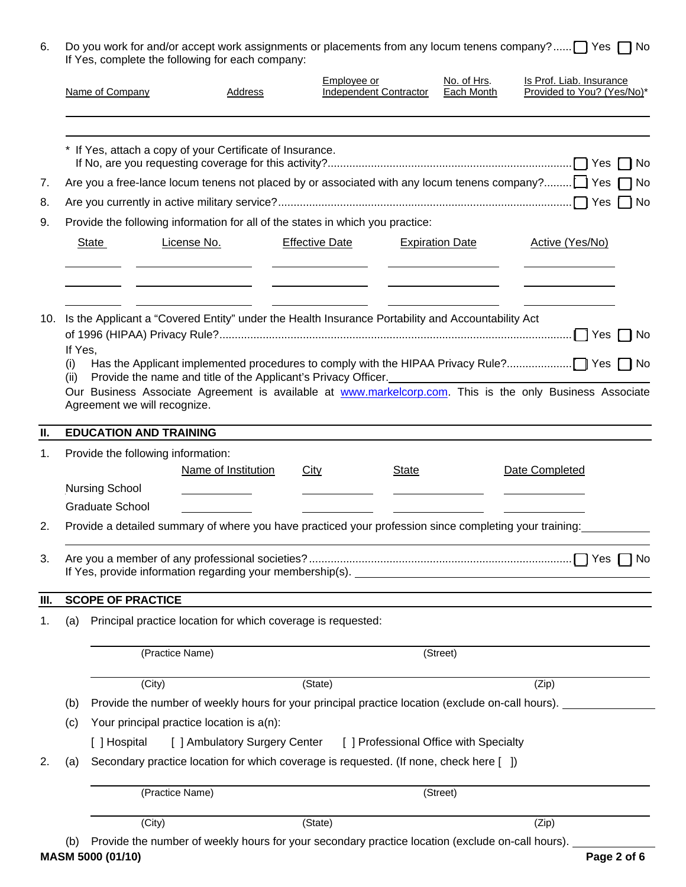6. Do you work for and/or accept work assignments or placements from any locum tenens company?...... ☐ Yes ☐ No
   If Yes, complete the following for each company:

| Name of Company | Address | Employee or Independent Contractor | No. of Hrs. Each Month | Is Prof. Liab. Insurance Provided to You? (Yes/No)* |
|---|---|---|---|---|
| | | | | |
| | | | | |

   \* If Yes, attach a copy of your Certificate of Insurance.
   If No, are you requesting coverage for this activity?.............................................................................. ☐ Yes ☐ No

7. Are you a free-lance locum tenens not placed by or associated with any locum tenens company?......... ☐ Yes ☐ No

8. Are you currently in active military service?.............................................................................................. ☐ Yes ☐ No

9. Provide the following information for all of the states in which you practice:

| State | License No. | Effective Date | Expiration Date | Active (Yes/No) |
|---|---|---|---|---|
| | | | | |
| | | | | |
| | | | | |

10. Is the Applicant a "Covered Entity" under the Health Insurance Portability and Accountability Act of 1996 (HIPAA) Privacy Rule?................................................................................................................ ☐ Yes ☐ No
    If Yes,
    (i) Has the Applicant implemented procedures to comply with the HIPAA Privacy Rule?.................... ☐ Yes ☐ No
    (ii) Provide the name and title of the Applicant's Privacy Officer. ______________________________
    Our Business Associate Agreement is available at www.markelcorp.com. This is the only Business Associate Agreement we will recognize.

## II. EDUCATION AND TRAINING

1. Provide the following information:

| | Name of Institution | City | State | Date Completed |
|---|---|---|---|---|
| Nursing School | | | | |
| Graduate School | | | | |

2. Provide a detailed summary of where you have practiced your profession since completing your training: ______________________________

3. Are you a member of any professional societies?.................................................................................... ☐ Yes ☐ No
   If Yes, provide information regarding your membership(s). ______________________________

## III. SCOPE OF PRACTICE

1. (a) Principal practice location for which coverage is requested:

   ______________________________
   (Practice Name) (Street)

   ______________________________
   (City) (State) (Zip)

   (b) Provide the number of weekly hours for your principal practice location (exclude on-call hours). __________

   (c) Your principal practice location is a(n):

   [ ] Hospital [ ] Ambulatory Surgery Center [ ] Professional Office with Specialty

2. (a) Secondary practice location for which coverage is requested. (If none, check here [ ])

   ______________________________
   (Practice Name) (Street)

   ______________________________
   (City) (State) (Zip)

   (b) Provide the number of weekly hours for your secondary practice location (exclude on-call hours). __________

MASM 5000 (01/10)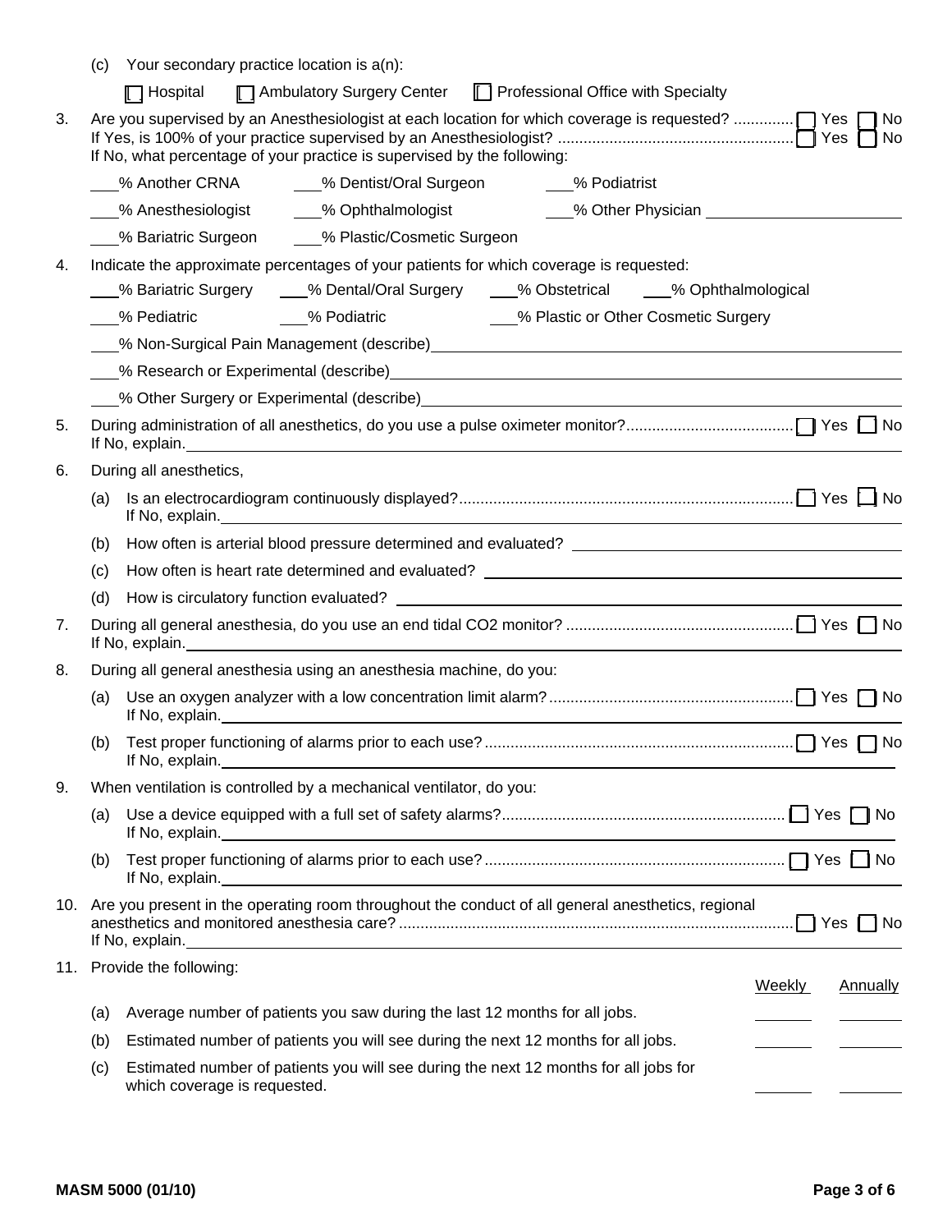(c) Your secondary practice location is a(n):

☐ Hospital ☐ Ambulatory Surgery Center ☐ Professional Office with Specialty

3. Are you supervised by an Anesthesiologist at each location for which coverage is requested? ............. ☐ Yes ☐ No
If Yes, is 100% of your practice supervised by an Anesthesiologist? ...................................................... ☐ Yes ☐ No
If No, what percentage of your practice is supervised by the following:

___% Another CRNA ___% Dentist/Oral Surgeon ___% Podiatrist

___% Anesthesiologist ___% Ophthalmologist ___% Other Physician ______________________

___% Bariatric Surgeon ___% Plastic/Cosmetic Surgeon

4. Indicate the approximate percentages of your patients for which coverage is requested:

___% Bariatric Surgery ___% Dental/Oral Surgery ___% Obstetrical ___% Ophthalmological

___% Pediatric ___% Podiatric ___% Plastic or Other Cosmetic Surgery

___% Non-Surgical Pain Management (describe)______________________________________________

___% Research or Experimental (describe)__________________________________________________

___% Other Surgery or Experimental (describe)______________________________________________

5. During administration of all anesthetics, do you use a pulse oximeter monitor?...................................... ☐ Yes ☐ No
If No, explain.______________________________________________________________________

6. During all anesthetics,

(a) Is an electrocardiogram continuously displayed?............................................................................ ☐ Yes ☐ No
If No, explain.__________________________________________________________________

(b) How often is arterial blood pressure determined and evaluated? ______________________________

(c) How often is heart rate determined and evaluated? _________________________________________

(d) How is circulatory function evaluated? ___________________________________________________

7. During all general anesthesia, do you use an end tidal $CO_2$ monitor? .................................................... ☐ Yes ☐ No
If No, explain.______________________________________________________________________

8. During all general anesthesia using an anesthesia machine, do you:

(a) Use an oxygen analyzer with a low concentration limit alarm?........................................................ ☐ Yes ☐ No
If No, explain.__________________________________________________________________

(b) Test proper functioning of alarms prior to each use?....................................................................... ☐ Yes ☐ No
If No, explain.__________________________________________________________________

9. When ventilation is controlled by a mechanical ventilator, do you:

(a) Use a device equipped with a full set of safety alarms?................................................................ ☐ Yes ☐ No
If No, explain.__________________________________________________________________

(b) Test proper functioning of alarms prior to each use?..................................................................... ☐ Yes ☐ No
If No, explain.__________________________________________________________________

10. Are you present in the operating room throughout the conduct of all general anesthetics, regional anesthetics and monitored anesthesia care? ........................................................................................... ☐ Yes ☐ No
If No, explain.______________________________________________________________________

11. Provide the following:

| | | Weekly | Annually |
|---|---|---|---|
| (a) | Average number of patients you saw during the last 12 months for all jobs. | ______ | ______ |
| (b) | Estimated number of patients you will see during the next 12 months for all jobs. | ______ | ______ |
| (c) | Estimated number of patients you will see during the next 12 months for all jobs for which coverage is requested. | ______ | ______ |

MASM 5000 (01/10)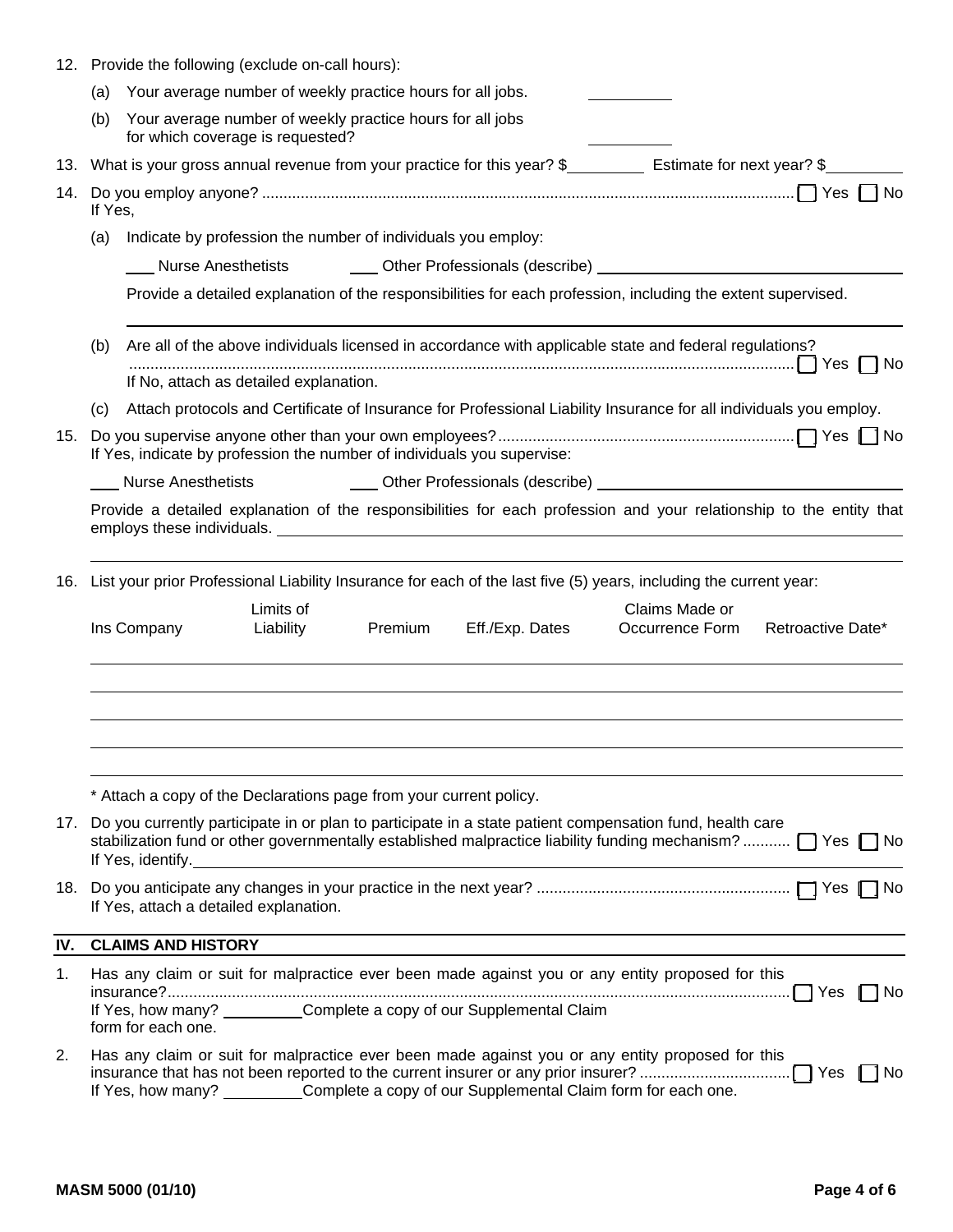12. Provide the following (exclude on-call hours):

    (a) Your average number of weekly practice hours for all jobs. __________

    (b) Your average number of weekly practice hours for all jobs for which coverage is requested? __________

13. What is your gross annual revenue from your practice for this year? $__________ Estimate for next year? $__________

14. Do you employ anyone? .......... ☐ Yes ☐ No

    If Yes,

    (a) Indicate by profession the number of individuals you employ:

    ___ Nurse Anesthetists ___ Other Professionals (describe) ____________________

    Provide a detailed explanation of the responsibilities for each profession, including the extent supervised.

    ____________________________________________________________

    (b) Are all of the above individuals licensed in accordance with applicable state and federal regulations? .......... ☐ Yes ☐ No

    If No, attach as detailed explanation.

    (c) Attach protocols and Certificate of Insurance for Professional Liability Insurance for all individuals you employ.

15. Do you supervise anyone other than your own employees? .......... ☐ Yes ☐ No

    If Yes, indicate by profession the number of individuals you supervise:

    ___ Nurse Anesthetists ___ Other Professionals (describe) ____________________

    Provide a detailed explanation of the responsibilities for each profession and your relationship to the entity that employs these individuals. ____________________

    ____________________________________________________________

16. List your prior Professional Liability Insurance for each of the last five (5) years, including the current year:

| Ins Company | Limits of Liability | Premium | Eff./Exp. Dates | Claims Made or Occurrence Form | Retroactive Date* |
|---|---|---|---|---|---|
| | | | | | |
| | | | | | |
| | | | | | |
| | | | | | |
| | | | | | |

\* Attach a copy of the Declarations page from your current policy.

17. Do you currently participate in or plan to participate in a state patient compensation fund, health care stabilization fund or other governmentally established malpractice liability funding mechanism? .......... ☐ Yes ☐ No

    If Yes, identify. ____________________

18. Do you anticipate any changes in your practice in the next year? .......... ☐ Yes ☐ No

    If Yes, attach a detailed explanation.

## IV. CLAIMS AND HISTORY

1. Has any claim or suit for malpractice ever been made against you or any entity proposed for this insurance? .......... ☐ Yes ☐ No

   If Yes, how many? __________ Complete a copy of our Supplemental Claim form for each one.

2. Has any claim or suit for malpractice ever been made against you or any entity proposed for this insurance that has not been reported to the current insurer or any prior insurer? .......... ☐ Yes ☐ No

   If Yes, how many? __________ Complete a copy of our Supplemental Claim form for each one.

MASM 5000 (01/10)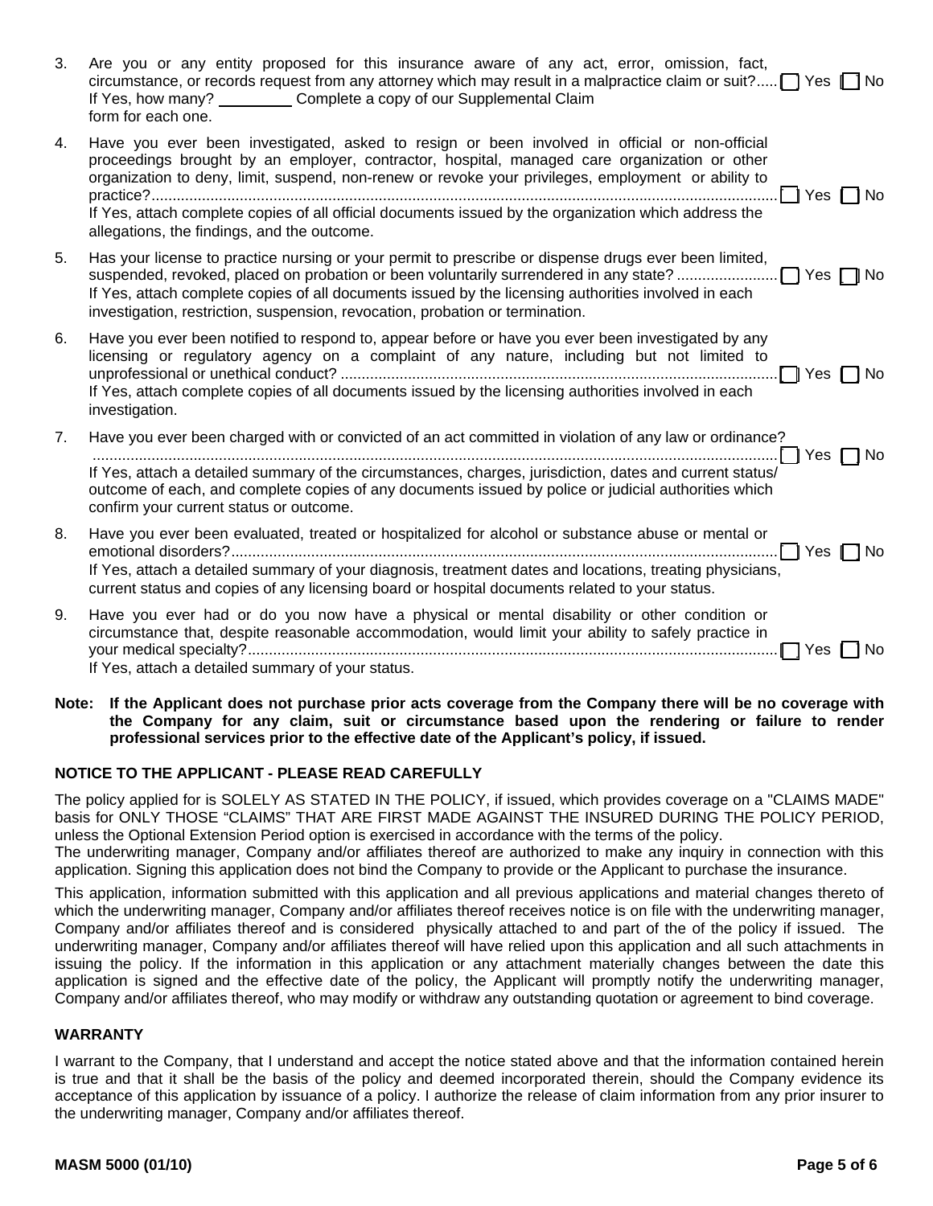3. Are you or any entity proposed for this insurance aware of any act, error, omission, fact, circumstance, or records request from any attorney which may result in a malpractice claim or suit?..... ☐ Yes ☐ No
   If Yes, how many? _________ Complete a copy of our Supplemental Claim form for each one.

4. Have you ever been investigated, asked to resign or been involved in official or non-official proceedings brought by an employer, contractor, hospital, managed care organization or other organization to deny, limit, suspend, non-renew or revoke your privileges, employment or ability to practice?........................................................................................................................................ ☐ Yes ☐ No
   If Yes, attach complete copies of all official documents issued by the organization which address the allegations, the findings, and the outcome.

5. Has your license to practice nursing or your permit to prescribe or dispense drugs ever been limited, suspended, revoked, placed on probation or been voluntarily surrendered in any state? ....................... ☐ Yes ☐ No
   If Yes, attach complete copies of all documents issued by the licensing authorities involved in each investigation, restriction, suspension, revocation, probation or termination.

6. Have you ever been notified to respond to, appear before or have you ever been investigated by any licensing or regulatory agency on a complaint of any nature, including but not limited to unprofessional or unethical conduct? ........................................................................................................ ☐ Yes ☐ No
   If Yes, attach complete copies of all documents issued by the licensing authorities involved in each investigation.

7. Have you ever been charged with or convicted of an act committed in violation of any law or ordinance? ........................................................................................................................................................ ☐ Yes ☐ No
   If Yes, attach a detailed summary of the circumstances, charges, jurisdiction, dates and current status/ outcome of each, and complete copies of any documents issued by police or judicial authorities which confirm your current status or outcome.

8. Have you ever been evaluated, treated or hospitalized for alcohol or substance abuse or mental or emotional disorders?.................................................................................................................................. ☐ Yes ☐ No
   If Yes, attach a detailed summary of your diagnosis, treatment dates and locations, treating physicians, current status and copies of any licensing board or hospital documents related to your status.

9. Have you ever had or do you now have a physical or mental disability or other condition or circumstance that, despite reasonable accommodation, would limit your ability to safely practice in your medical specialty?.............................................................................................................................. ☐ Yes ☐ No
   If Yes, attach a detailed summary of your status.

**Note: If the Applicant does not purchase prior acts coverage from the Company there will be no coverage with the Company for any claim, suit or circumstance based upon the rendering or failure to render professional services prior to the effective date of the Applicant's policy, if issued.**

## NOTICE TO THE APPLICANT - PLEASE READ CAREFULLY

The policy applied for is SOLELY AS STATED IN THE POLICY, if issued, which provides coverage on a "CLAIMS MADE" basis for ONLY THOSE "CLAIMS" THAT ARE FIRST MADE AGAINST THE INSURED DURING THE POLICY PERIOD, unless the Optional Extension Period option is exercised in accordance with the terms of the policy.
The underwriting manager, Company and/or affiliates thereof are authorized to make any inquiry in connection with this application. Signing this application does not bind the Company to provide or the Applicant to purchase the insurance.

This application, information submitted with this application and all previous applications and material changes thereto of which the underwriting manager, Company and/or affiliates thereof receives notice is on file with the underwriting manager, Company and/or affiliates thereof and is considered physically attached to and part of the of the policy if issued. The underwriting manager, Company and/or affiliates thereof will have relied upon this application and all such attachments in issuing the policy. If the information in this application or any attachment materially changes between the date this application is signed and the effective date of the policy, the Applicant will promptly notify the underwriting manager, Company and/or affiliates thereof, who may modify or withdraw any outstanding quotation or agreement to bind coverage.

## WARRANTY

I warrant to the Company, that I understand and accept the notice stated above and that the information contained herein is true and that it shall be the basis of the policy and deemed incorporated therein, should the Company evidence its acceptance of this application by issuance of a policy. I authorize the release of claim information from any prior insurer to the underwriting manager, Company and/or affiliates thereof.

MASM 5000 (01/10)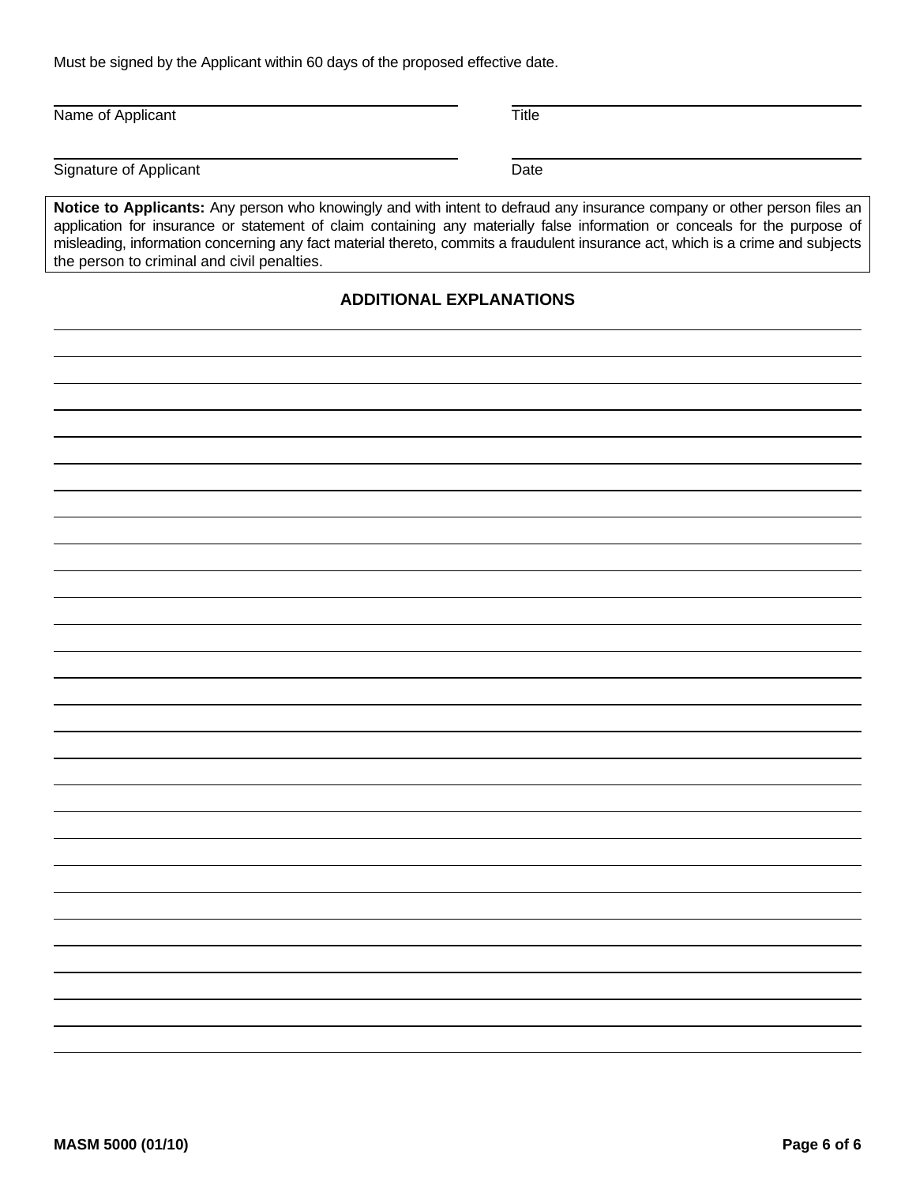Must be signed by the Applicant within 60 days of the proposed effective date.

Name of Applicant ____________________ Title ____________________

Signature of Applicant ____________________ Date ____________________

**Notice to Applicants:** Any person who knowingly and with intent to defraud any insurance company or other person files an application for insurance or statement of claim containing any materially false information or conceals for the purpose of misleading, information concerning any fact material thereto, commits a fraudulent insurance act, which is a crime and subjects the person to criminal and civil penalties.

## ADDITIONAL EXPLANATIONS

MASM 5000 (01/10)